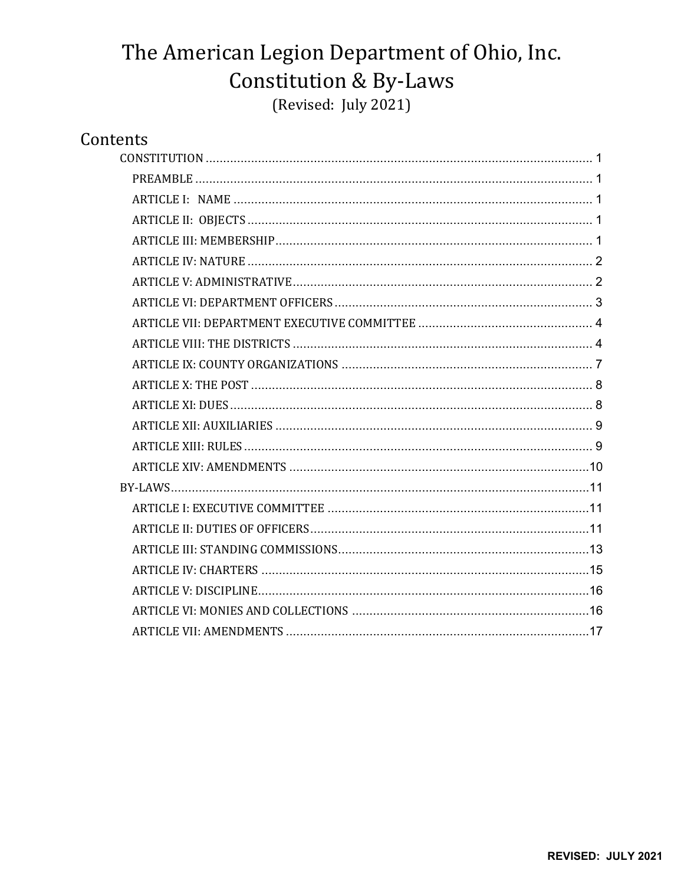# The American Legion Department of Ohio, Inc.
# Constitution & By-Laws

(Revised: July 2021)

## Contents

- CONSTITUTION ........ 1
  - PREAMBLE ........ 1
  - ARTICLE I: NAME ........ 1
  - ARTICLE II: OBJECTS ........ 1
  - ARTICLE III: MEMBERSHIP ........ 1
  - ARTICLE IV: NATURE ........ 2
  - ARTICLE V: ADMINISTRATIVE ........ 2
  - ARTICLE VI: DEPARTMENT OFFICERS ........ 3
  - ARTICLE VII: DEPARTMENT EXECUTIVE COMMITTEE ........ 4
  - ARTICLE VIII: THE DISTRICTS ........ 4
  - ARTICLE IX: COUNTY ORGANIZATIONS ........ 7
  - ARTICLE X: THE POST ........ 8
  - ARTICLE XI: DUES ........ 8
  - ARTICLE XII: AUXILIARIES ........ 9
  - ARTICLE XIII: RULES ........ 9
  - ARTICLE XIV: AMENDMENTS ........ 10
- BY-LAWS ........ 11
  - ARTICLE I: EXECUTIVE COMMITTEE ........ 11
  - ARTICLE II: DUTIES OF OFFICERS ........ 11
  - ARTICLE III: STANDING COMMISSIONS ........ 13
  - ARTICLE IV: CHARTERS ........ 15
  - ARTICLE V: DISCIPLINE ........ 16
  - ARTICLE VI: MONIES AND COLLECTIONS ........ 16
  - ARTICLE VII: AMENDMENTS ........ 17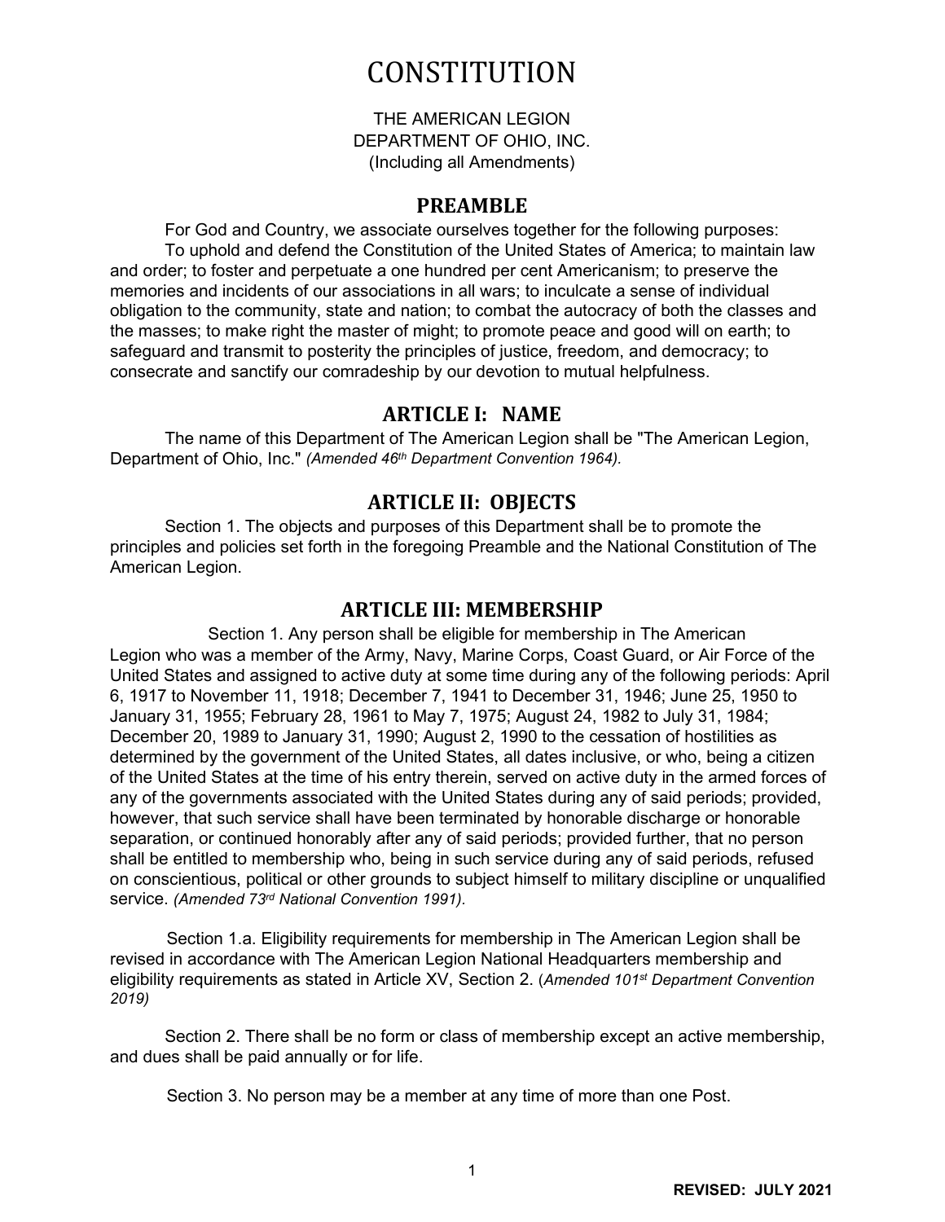# CONSTITUTION

THE AMERICAN LEGION
DEPARTMENT OF OHIO, INC.
(Including all Amendments)

## PREAMBLE

For God and Country, we associate ourselves together for the following purposes:

To uphold and defend the Constitution of the United States of America; to maintain law and order; to foster and perpetuate a one hundred per cent Americanism; to preserve the memories and incidents of our associations in all wars; to inculcate a sense of individual obligation to the community, state and nation; to combat the autocracy of both the classes and the masses; to make right the master of might; to promote peace and good will on earth; to safeguard and transmit to posterity the principles of justice, freedom, and democracy; to consecrate and sanctify our comradeship by our devotion to mutual helpfulness.

## ARTICLE I: NAME

The name of this Department of The American Legion shall be "The American Legion, Department of Ohio, Inc." *(Amended 46th Department Convention 1964).*

## ARTICLE II: OBJECTS

Section 1. The objects and purposes of this Department shall be to promote the principles and policies set forth in the foregoing Preamble and the National Constitution of The American Legion.

## ARTICLE III: MEMBERSHIP

Section 1. Any person shall be eligible for membership in The American Legion who was a member of the Army, Navy, Marine Corps, Coast Guard, or Air Force of the United States and assigned to active duty at some time during any of the following periods: April 6, 1917 to November 11, 1918; December 7, 1941 to December 31, 1946; June 25, 1950 to January 31, 1955; February 28, 1961 to May 7, 1975; August 24, 1982 to July 31, 1984; December 20, 1989 to January 31, 1990; August 2, 1990 to the cessation of hostilities as determined by the government of the United States, all dates inclusive, or who, being a citizen of the United States at the time of his entry therein, served on active duty in the armed forces of any of the governments associated with the United States during any of said periods; provided, however, that such service shall have been terminated by honorable discharge or honorable separation, or continued honorably after any of said periods; provided further, that no person shall be entitled to membership who, being in such service during any of said periods, refused on conscientious, political or other grounds to subject himself to military discipline or unqualified service. *(Amended 73rd National Convention 1991).*

Section 1.a. Eligibility requirements for membership in The American Legion shall be revised in accordance with The American Legion National Headquarters membership and eligibility requirements as stated in Article XV, Section 2. (*Amended 101st Department Convention 2019)*

Section 2. There shall be no form or class of membership except an active membership, and dues shall be paid annually or for life.

Section 3. No person may be a member at any time of more than one Post.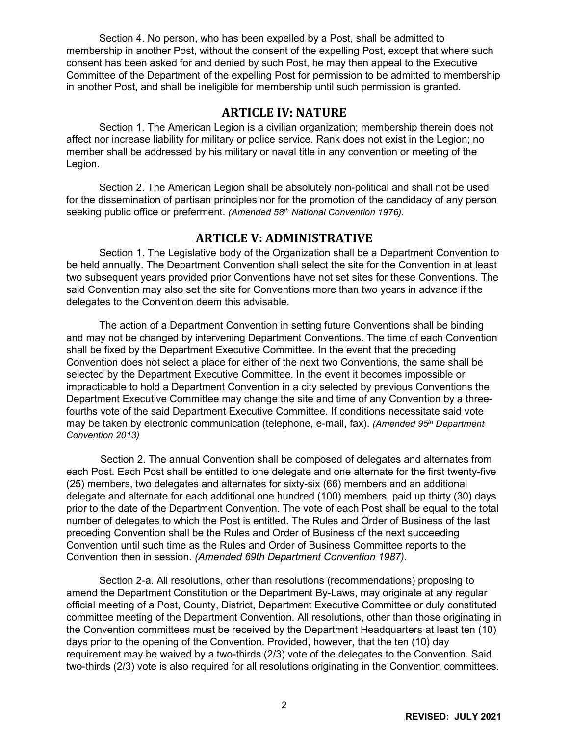Section 4. No person, who has been expelled by a Post, shall be admitted to membership in another Post, without the consent of the expelling Post, except that where such consent has been asked for and denied by such Post, he may then appeal to the Executive Committee of the Department of the expelling Post for permission to be admitted to membership in another Post, and shall be ineligible for membership until such permission is granted.

## ARTICLE IV: NATURE

Section 1. The American Legion is a civilian organization; membership therein does not affect nor increase liability for military or police service. Rank does not exist in the Legion; no member shall be addressed by his military or naval title in any convention or meeting of the Legion.

Section 2. The American Legion shall be absolutely non-political and shall not be used for the dissemination of partisan principles nor for the promotion of the candidacy of any person seeking public office or preferment. *(Amended 58th National Convention 1976).*

## ARTICLE V: ADMINISTRATIVE

Section 1. The Legislative body of the Organization shall be a Department Convention to be held annually. The Department Convention shall select the site for the Convention in at least two subsequent years provided prior Conventions have not set sites for these Conventions. The said Convention may also set the site for Conventions more than two years in advance if the delegates to the Convention deem this advisable.

The action of a Department Convention in setting future Conventions shall be binding and may not be changed by intervening Department Conventions. The time of each Convention shall be fixed by the Department Executive Committee. In the event that the preceding Convention does not select a place for either of the next two Conventions, the same shall be selected by the Department Executive Committee. In the event it becomes impossible or impracticable to hold a Department Convention in a city selected by previous Conventions the Department Executive Committee may change the site and time of any Convention by a three-fourths vote of the said Department Executive Committee. If conditions necessitate said vote may be taken by electronic communication (telephone, e-mail, fax). *(Amended 95th Department Convention 2013)*

Section 2. The annual Convention shall be composed of delegates and alternates from each Post. Each Post shall be entitled to one delegate and one alternate for the first twenty-five (25) members, two delegates and alternates for sixty-six (66) members and an additional delegate and alternate for each additional one hundred (100) members, paid up thirty (30) days prior to the date of the Department Convention. The vote of each Post shall be equal to the total number of delegates to which the Post is entitled. The Rules and Order of Business of the last preceding Convention shall be the Rules and Order of Business of the next succeeding Convention until such time as the Rules and Order of Business Committee reports to the Convention then in session. *(Amended 69th Department Convention 1987).*

Section 2-a. All resolutions, other than resolutions (recommendations) proposing to amend the Department Constitution or the Department By-Laws, may originate at any regular official meeting of a Post, County, District, Department Executive Committee or duly constituted committee meeting of the Department Convention. All resolutions, other than those originating in the Convention committees must be received by the Department Headquarters at least ten (10) days prior to the opening of the Convention. Provided, however, that the ten (10) day requirement may be waived by a two-thirds (2/3) vote of the delegates to the Convention. Said two-thirds (2/3) vote is also required for all resolutions originating in the Convention committees.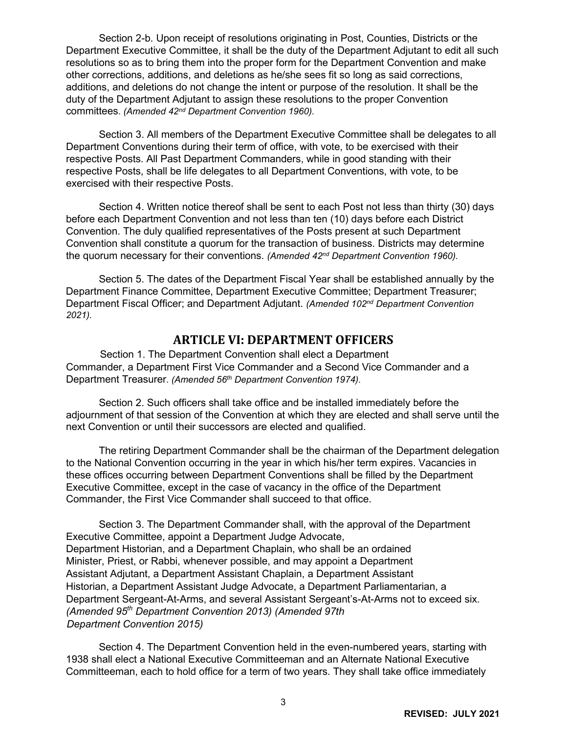Section 2-b. Upon receipt of resolutions originating in Post, Counties, Districts or the Department Executive Committee, it shall be the duty of the Department Adjutant to edit all such resolutions so as to bring them into the proper form for the Department Convention and make other corrections, additions, and deletions as he/she sees fit so long as said corrections, additions, and deletions do not change the intent or purpose of the resolution. It shall be the duty of the Department Adjutant to assign these resolutions to the proper Convention committees. *(Amended 42nd Department Convention 1960).*

Section 3. All members of the Department Executive Committee shall be delegates to all Department Conventions during their term of office, with vote, to be exercised with their respective Posts. All Past Department Commanders, while in good standing with their respective Posts, shall be life delegates to all Department Conventions, with vote, to be exercised with their respective Posts.

Section 4. Written notice thereof shall be sent to each Post not less than thirty (30) days before each Department Convention and not less than ten (10) days before each District Convention. The duly qualified representatives of the Posts present at such Department Convention shall constitute a quorum for the transaction of business. Districts may determine the quorum necessary for their conventions. *(Amended 42nd Department Convention 1960).*

Section 5. The dates of the Department Fiscal Year shall be established annually by the Department Finance Committee, Department Executive Committee; Department Treasurer; Department Fiscal Officer; and Department Adjutant. *(Amended 102nd Department Convention 2021).*

## ARTICLE VI: DEPARTMENT OFFICERS

Section 1. The Department Convention shall elect a Department Commander, a Department First Vice Commander and a Second Vice Commander and a Department Treasurer. *(Amended 56th Department Convention 1974).*

Section 2. Such officers shall take office and be installed immediately before the adjournment of that session of the Convention at which they are elected and shall serve until the next Convention or until their successors are elected and qualified.

The retiring Department Commander shall be the chairman of the Department delegation to the National Convention occurring in the year in which his/her term expires. Vacancies in these offices occurring between Department Conventions shall be filled by the Department Executive Committee, except in the case of vacancy in the office of the Department Commander, the First Vice Commander shall succeed to that office.

Section 3. The Department Commander shall, with the approval of the Department Executive Committee, appoint a Department Judge Advocate, Department Historian, and a Department Chaplain, who shall be an ordained Minister, Priest, or Rabbi, whenever possible, and may appoint a Department Assistant Adjutant, a Department Assistant Chaplain, a Department Assistant Historian, a Department Assistant Judge Advocate, a Department Parliamentarian, a Department Sergeant-At-Arms, and several Assistant Sergeant's-At-Arms not to exceed six. *(Amended 95th Department Convention 2013) (Amended 97th Department Convention 2015)*

Section 4. The Department Convention held in the even-numbered years, starting with 1938 shall elect a National Executive Committeeman and an Alternate National Executive Committeeman, each to hold office for a term of two years. They shall take office immediately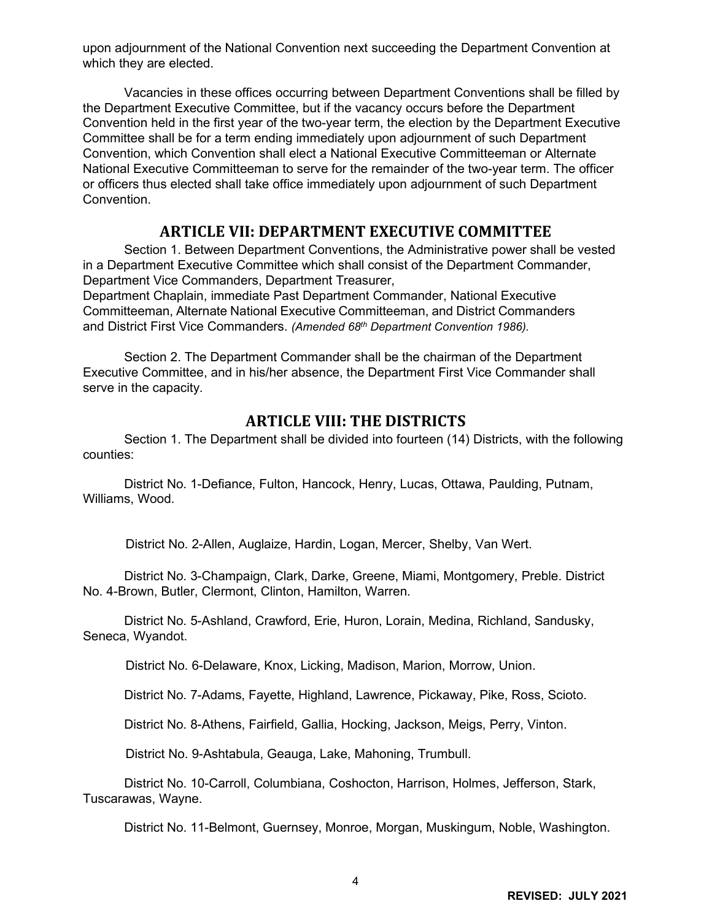upon adjournment of the National Convention next succeeding the Department Convention at which they are elected.

Vacancies in these offices occurring between Department Conventions shall be filled by the Department Executive Committee, but if the vacancy occurs before the Department Convention held in the first year of the two-year term, the election by the Department Executive Committee shall be for a term ending immediately upon adjournment of such Department Convention, which Convention shall elect a National Executive Committeeman or Alternate National Executive Committeeman to serve for the remainder of the two-year term. The officer or officers thus elected shall take office immediately upon adjournment of such Department Convention.

## ARTICLE VII: DEPARTMENT EXECUTIVE COMMITTEE

Section 1. Between Department Conventions, the Administrative power shall be vested in a Department Executive Committee which shall consist of the Department Commander, Department Vice Commanders, Department Treasurer,
Department Chaplain, immediate Past Department Commander, National Executive Committeeman, Alternate National Executive Committeeman, and District Commanders and District First Vice Commanders. *(Amended 68th Department Convention 1986).*

Section 2. The Department Commander shall be the chairman of the Department Executive Committee, and in his/her absence, the Department First Vice Commander shall serve in the capacity.

## ARTICLE VIII: THE DISTRICTS

Section 1. The Department shall be divided into fourteen (14) Districts, with the following counties:

District No. 1-Defiance, Fulton, Hancock, Henry, Lucas, Ottawa, Paulding, Putnam, Williams, Wood.

District No. 2-Allen, Auglaize, Hardin, Logan, Mercer, Shelby, Van Wert.

District No. 3-Champaign, Clark, Darke, Greene, Miami, Montgomery, Preble. District No. 4-Brown, Butler, Clermont, Clinton, Hamilton, Warren.

District No. 5-Ashland, Crawford, Erie, Huron, Lorain, Medina, Richland, Sandusky, Seneca, Wyandot.

District No. 6-Delaware, Knox, Licking, Madison, Marion, Morrow, Union.

District No. 7-Adams, Fayette, Highland, Lawrence, Pickaway, Pike, Ross, Scioto.

District No. 8-Athens, Fairfield, Gallia, Hocking, Jackson, Meigs, Perry, Vinton.

District No. 9-Ashtabula, Geauga, Lake, Mahoning, Trumbull.

District No. 10-Carroll, Columbiana, Coshocton, Harrison, Holmes, Jefferson, Stark, Tuscarawas, Wayne.

District No. 11-Belmont, Guernsey, Monroe, Morgan, Muskingum, Noble, Washington.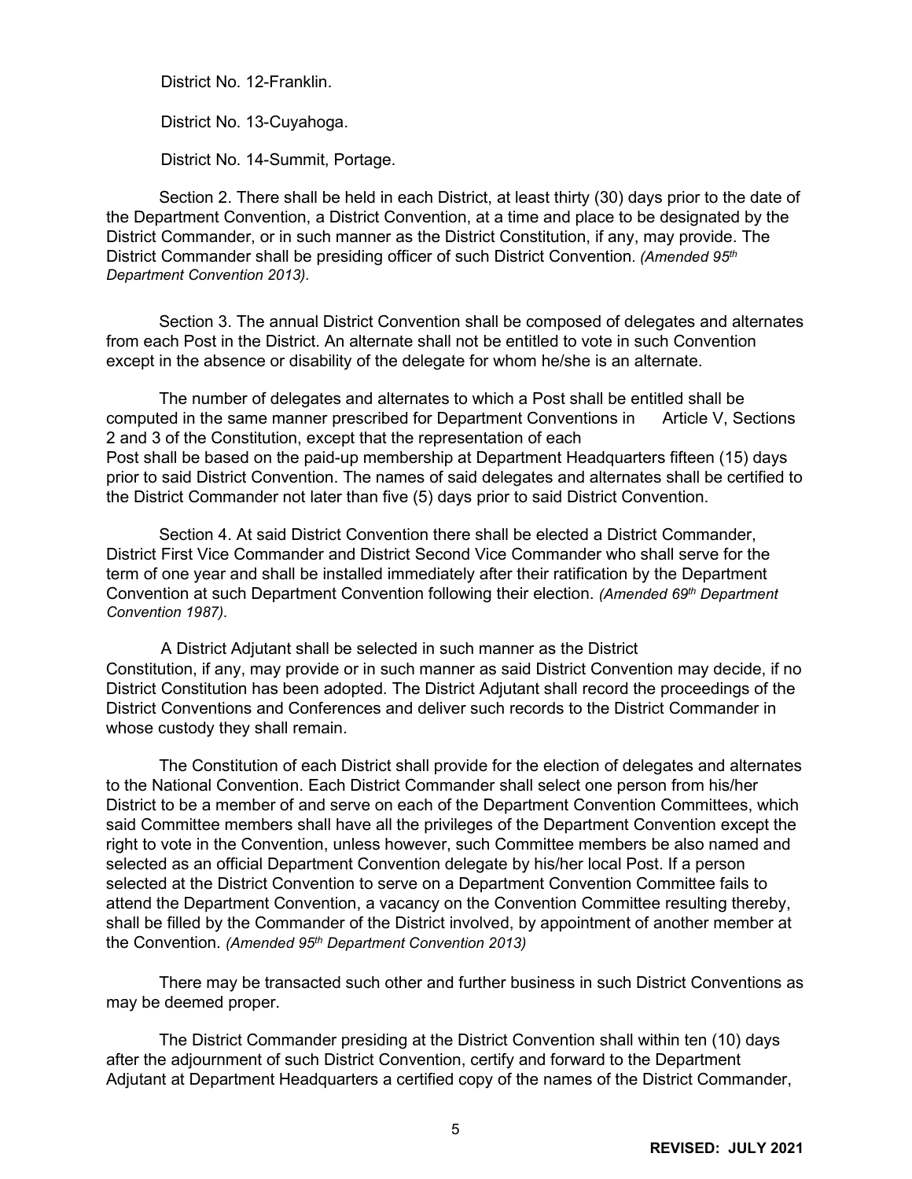District No. 12-Franklin.

District No. 13-Cuyahoga.

District No. 14-Summit, Portage.

Section 2. There shall be held in each District, at least thirty (30) days prior to the date of the Department Convention, a District Convention, at a time and place to be designated by the District Commander, or in such manner as the District Constitution, if any, may provide. The District Commander shall be presiding officer of such District Convention. *(Amended 95th Department Convention 2013).*

Section 3. The annual District Convention shall be composed of delegates and alternates from each Post in the District. An alternate shall not be entitled to vote in such Convention except in the absence or disability of the delegate for whom he/she is an alternate.

The number of delegates and alternates to which a Post shall be entitled shall be computed in the same manner prescribed for Department Conventions in Article V, Sections 2 and 3 of the Constitution, except that the representation of each Post shall be based on the paid-up membership at Department Headquarters fifteen (15) days prior to said District Convention. The names of said delegates and alternates shall be certified to the District Commander not later than five (5) days prior to said District Convention.

Section 4. At said District Convention there shall be elected a District Commander, District First Vice Commander and District Second Vice Commander who shall serve for the term of one year and shall be installed immediately after their ratification by the Department Convention at such Department Convention following their election. *(Amended 69th Department Convention 1987).*

A District Adjutant shall be selected in such manner as the District Constitution, if any, may provide or in such manner as said District Convention may decide, if no District Constitution has been adopted. The District Adjutant shall record the proceedings of the District Conventions and Conferences and deliver such records to the District Commander in whose custody they shall remain.

The Constitution of each District shall provide for the election of delegates and alternates to the National Convention. Each District Commander shall select one person from his/her District to be a member of and serve on each of the Department Convention Committees, which said Committee members shall have all the privileges of the Department Convention except the right to vote in the Convention, unless however, such Committee members be also named and selected as an official Department Convention delegate by his/her local Post. If a person selected at the District Convention to serve on a Department Convention Committee fails to attend the Department Convention, a vacancy on the Convention Committee resulting thereby, shall be filled by the Commander of the District involved, by appointment of another member at the Convention. *(Amended 95th Department Convention 2013)*

There may be transacted such other and further business in such District Conventions as may be deemed proper.

The District Commander presiding at the District Convention shall within ten (10) days after the adjournment of such District Convention, certify and forward to the Department Adjutant at Department Headquarters a certified copy of the names of the District Commander,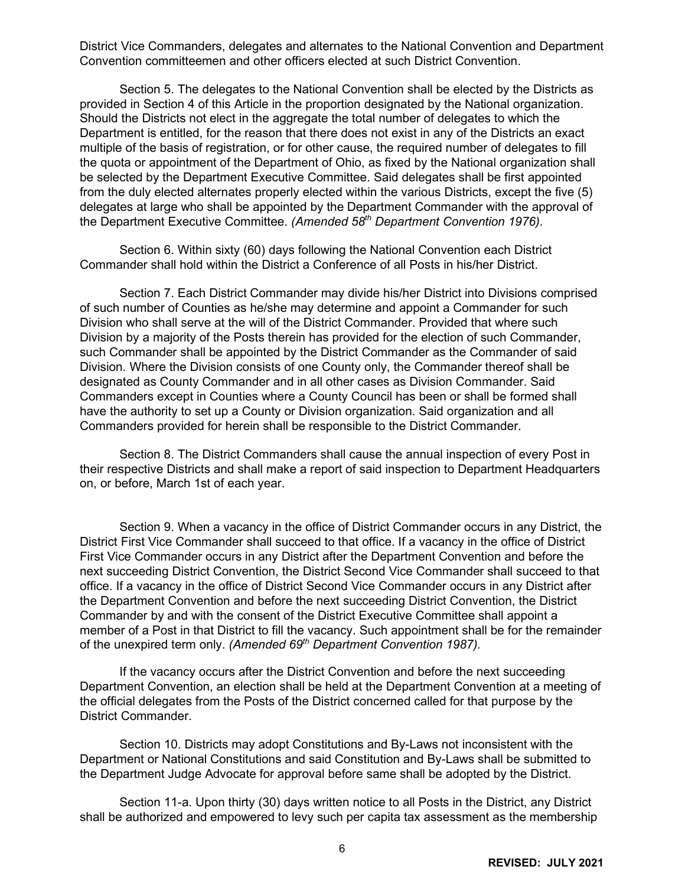District Vice Commanders, delegates and alternates to the National Convention and Department Convention committeemen and other officers elected at such District Convention.

Section 5. The delegates to the National Convention shall be elected by the Districts as provided in Section 4 of this Article in the proportion designated by the National organization. Should the Districts not elect in the aggregate the total number of delegates to which the Department is entitled, for the reason that there does not exist in any of the Districts an exact multiple of the basis of registration, or for other cause, the required number of delegates to fill the quota or appointment of the Department of Ohio, as fixed by the National organization shall be selected by the Department Executive Committee. Said delegates shall be first appointed from the duly elected alternates properly elected within the various Districts, except the five (5) delegates at large who shall be appointed by the Department Commander with the approval of the Department Executive Committee. *(Amended 58th Department Convention 1976).*

Section 6. Within sixty (60) days following the National Convention each District Commander shall hold within the District a Conference of all Posts in his/her District.

Section 7. Each District Commander may divide his/her District into Divisions comprised of such number of Counties as he/she may determine and appoint a Commander for such Division who shall serve at the will of the District Commander. Provided that where such Division by a majority of the Posts therein has provided for the election of such Commander, such Commander shall be appointed by the District Commander as the Commander of said Division. Where the Division consists of one County only, the Commander thereof shall be designated as County Commander and in all other cases as Division Commander. Said Commanders except in Counties where a County Council has been or shall be formed shall have the authority to set up a County or Division organization. Said organization and all Commanders provided for herein shall be responsible to the District Commander.

Section 8. The District Commanders shall cause the annual inspection of every Post in their respective Districts and shall make a report of said inspection to Department Headquarters on, or before, March 1st of each year.

Section 9. When a vacancy in the office of District Commander occurs in any District, the District First Vice Commander shall succeed to that office. If a vacancy in the office of District First Vice Commander occurs in any District after the Department Convention and before the next succeeding District Convention, the District Second Vice Commander shall succeed to that office. If a vacancy in the office of District Second Vice Commander occurs in any District after the Department Convention and before the next succeeding District Convention, the District Commander by and with the consent of the District Executive Committee shall appoint a member of a Post in that District to fill the vacancy. Such appointment shall be for the remainder of the unexpired term only. *(Amended 69th Department Convention 1987).*

If the vacancy occurs after the District Convention and before the next succeeding Department Convention, an election shall be held at the Department Convention at a meeting of the official delegates from the Posts of the District concerned called for that purpose by the District Commander.

Section 10. Districts may adopt Constitutions and By-Laws not inconsistent with the Department or National Constitutions and said Constitution and By-Laws shall be submitted to the Department Judge Advocate for approval before same shall be adopted by the District.

Section 11-a. Upon thirty (30) days written notice to all Posts in the District, any District shall be authorized and empowered to levy such per capita tax assessment as the membership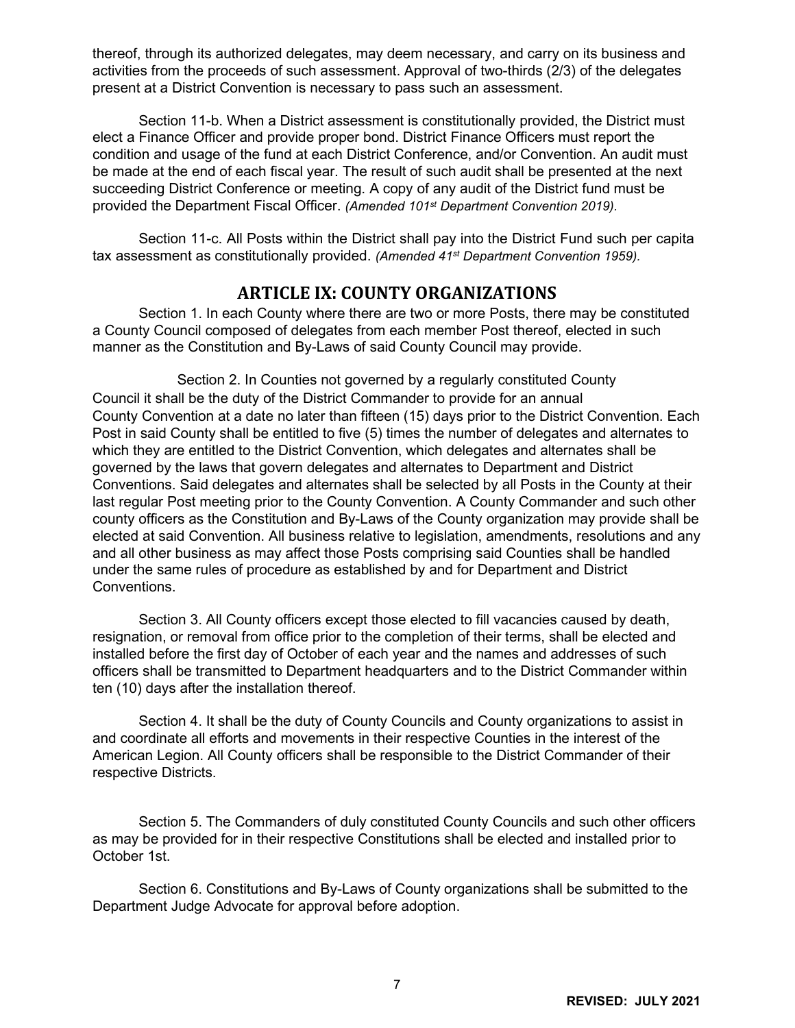thereof, through its authorized delegates, may deem necessary, and carry on its business and activities from the proceeds of such assessment. Approval of two-thirds (2/3) of the delegates present at a District Convention is necessary to pass such an assessment.

Section 11-b. When a District assessment is constitutionally provided, the District must elect a Finance Officer and provide proper bond. District Finance Officers must report the condition and usage of the fund at each District Conference, and/or Convention. An audit must be made at the end of each fiscal year. The result of such audit shall be presented at the next succeeding District Conference or meeting. A copy of any audit of the District fund must be provided the Department Fiscal Officer. *(Amended 101st Department Convention 2019).*

Section 11-c. All Posts within the District shall pay into the District Fund such per capita tax assessment as constitutionally provided. *(Amended 41st Department Convention 1959).*

## ARTICLE IX: COUNTY ORGANIZATIONS

Section 1. In each County where there are two or more Posts, there may be constituted a County Council composed of delegates from each member Post thereof, elected in such manner as the Constitution and By-Laws of said County Council may provide.

Section 2. In Counties not governed by a regularly constituted County Council it shall be the duty of the District Commander to provide for an annual County Convention at a date no later than fifteen (15) days prior to the District Convention. Each Post in said County shall be entitled to five (5) times the number of delegates and alternates to which they are entitled to the District Convention, which delegates and alternates shall be governed by the laws that govern delegates and alternates to Department and District Conventions. Said delegates and alternates shall be selected by all Posts in the County at their last regular Post meeting prior to the County Convention. A County Commander and such other county officers as the Constitution and By-Laws of the County organization may provide shall be elected at said Convention. All business relative to legislation, amendments, resolutions and any and all other business as may affect those Posts comprising said Counties shall be handled under the same rules of procedure as established by and for Department and District Conventions.

Section 3. All County officers except those elected to fill vacancies caused by death, resignation, or removal from office prior to the completion of their terms, shall be elected and installed before the first day of October of each year and the names and addresses of such officers shall be transmitted to Department headquarters and to the District Commander within ten (10) days after the installation thereof.

Section 4. It shall be the duty of County Councils and County organizations to assist in and coordinate all efforts and movements in their respective Counties in the interest of the American Legion. All County officers shall be responsible to the District Commander of their respective Districts.

Section 5. The Commanders of duly constituted County Councils and such other officers as may be provided for in their respective Constitutions shall be elected and installed prior to October 1st.

Section 6. Constitutions and By-Laws of County organizations shall be submitted to the Department Judge Advocate for approval before adoption.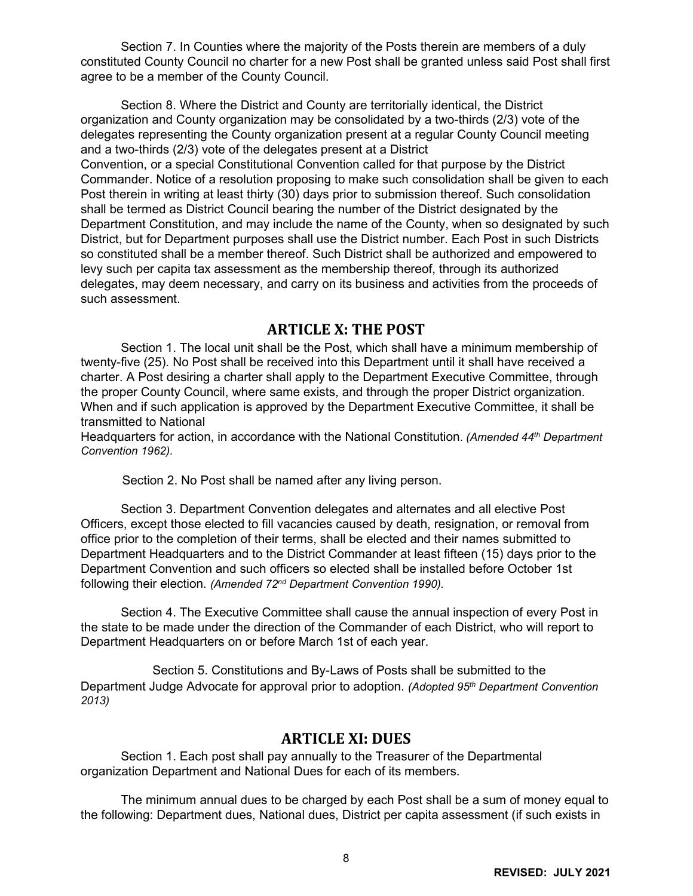Section 7. In Counties where the majority of the Posts therein are members of a duly constituted County Council no charter for a new Post shall be granted unless said Post shall first agree to be a member of the County Council.

Section 8. Where the District and County are territorially identical, the District organization and County organization may be consolidated by a two-thirds (2/3) vote of the delegates representing the County organization present at a regular County Council meeting and a two-thirds (2/3) vote of the delegates present at a District Convention, or a special Constitutional Convention called for that purpose by the District Commander. Notice of a resolution proposing to make such consolidation shall be given to each Post therein in writing at least thirty (30) days prior to submission thereof. Such consolidation shall be termed as District Council bearing the number of the District designated by the Department Constitution, and may include the name of the County, when so designated by such District, but for Department purposes shall use the District number. Each Post in such Districts so constituted shall be a member thereof. Such District shall be authorized and empowered to levy such per capita tax assessment as the membership thereof, through its authorized delegates, may deem necessary, and carry on its business and activities from the proceeds of such assessment.

## ARTICLE X: THE POST

Section 1. The local unit shall be the Post, which shall have a minimum membership of twenty-five (25). No Post shall be received into this Department until it shall have received a charter. A Post desiring a charter shall apply to the Department Executive Committee, through the proper County Council, where same exists, and through the proper District organization. When and if such application is approved by the Department Executive Committee, it shall be transmitted to National Headquarters for action, in accordance with the National Constitution. *(Amended 44th Department Convention 1962).*

Section 2. No Post shall be named after any living person.

Section 3. Department Convention delegates and alternates and all elective Post Officers, except those elected to fill vacancies caused by death, resignation, or removal from office prior to the completion of their terms, shall be elected and their names submitted to Department Headquarters and to the District Commander at least fifteen (15) days prior to the Department Convention and such officers so elected shall be installed before October 1st following their election. *(Amended 72nd Department Convention 1990).*

Section 4. The Executive Committee shall cause the annual inspection of every Post in the state to be made under the direction of the Commander of each District, who will report to Department Headquarters on or before March 1st of each year.

Section 5. Constitutions and By-Laws of Posts shall be submitted to the Department Judge Advocate for approval prior to adoption. *(Adopted 95th Department Convention 2013)*

## ARTICLE XI: DUES

Section 1. Each post shall pay annually to the Treasurer of the Departmental organization Department and National Dues for each of its members.

The minimum annual dues to be charged by each Post shall be a sum of money equal to the following: Department dues, National dues, District per capita assessment (if such exists in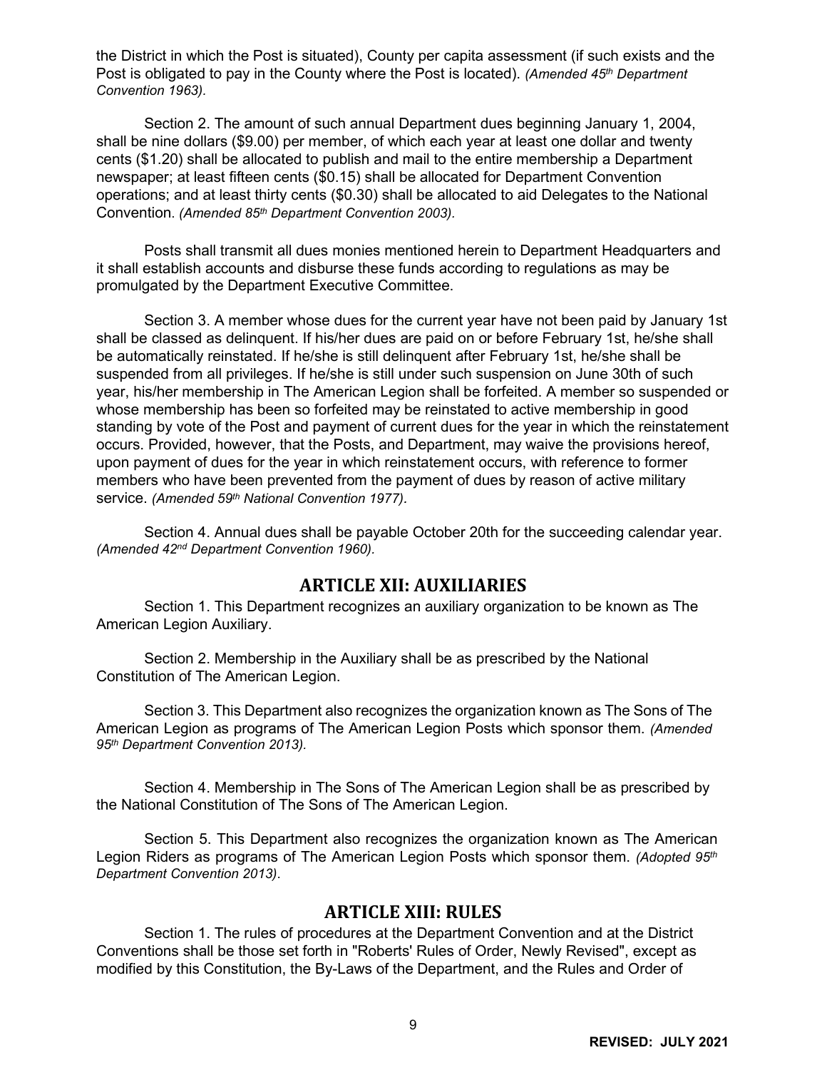the District in which the Post is situated), County per capita assessment (if such exists and the Post is obligated to pay in the County where the Post is located). *(Amended 45th Department Convention 1963).*

Section 2. The amount of such annual Department dues beginning January 1, 2004, shall be nine dollars ($9.00) per member, of which each year at least one dollar and twenty cents ($1.20) shall be allocated to publish and mail to the entire membership a Department newspaper; at least fifteen cents ($0.15) shall be allocated for Department Convention operations; and at least thirty cents ($0.30) shall be allocated to aid Delegates to the National Convention. *(Amended 85th Department Convention 2003).*

Posts shall transmit all dues monies mentioned herein to Department Headquarters and it shall establish accounts and disburse these funds according to regulations as may be promulgated by the Department Executive Committee.

Section 3. A member whose dues for the current year have not been paid by January 1st shall be classed as delinquent. If his/her dues are paid on or before February 1st, he/she shall be automatically reinstated. If he/she is still delinquent after February 1st, he/she shall be suspended from all privileges. If he/she is still under such suspension on June 30th of such year, his/her membership in The American Legion shall be forfeited. A member so suspended or whose membership has been so forfeited may be reinstated to active membership in good standing by vote of the Post and payment of current dues for the year in which the reinstatement occurs. Provided, however, that the Posts, and Department, may waive the provisions hereof, upon payment of dues for the year in which reinstatement occurs, with reference to former members who have been prevented from the payment of dues by reason of active military service. *(Amended 59th National Convention 1977).*

Section 4. Annual dues shall be payable October 20th for the succeeding calendar year. *(Amended 42nd Department Convention 1960).*

## ARTICLE XII: AUXILIARIES

Section 1. This Department recognizes an auxiliary organization to be known as The American Legion Auxiliary.

Section 2. Membership in the Auxiliary shall be as prescribed by the National Constitution of The American Legion.

Section 3. This Department also recognizes the organization known as The Sons of The American Legion as programs of The American Legion Posts which sponsor them. *(Amended 95th Department Convention 2013).*

Section 4. Membership in The Sons of The American Legion shall be as prescribed by the National Constitution of The Sons of The American Legion.

Section 5. This Department also recognizes the organization known as The American Legion Riders as programs of The American Legion Posts which sponsor them. *(Adopted 95th Department Convention 2013).*

## ARTICLE XIII: RULES

Section 1. The rules of procedures at the Department Convention and at the District Conventions shall be those set forth in "Roberts' Rules of Order, Newly Revised", except as modified by this Constitution, the By-Laws of the Department, and the Rules and Order of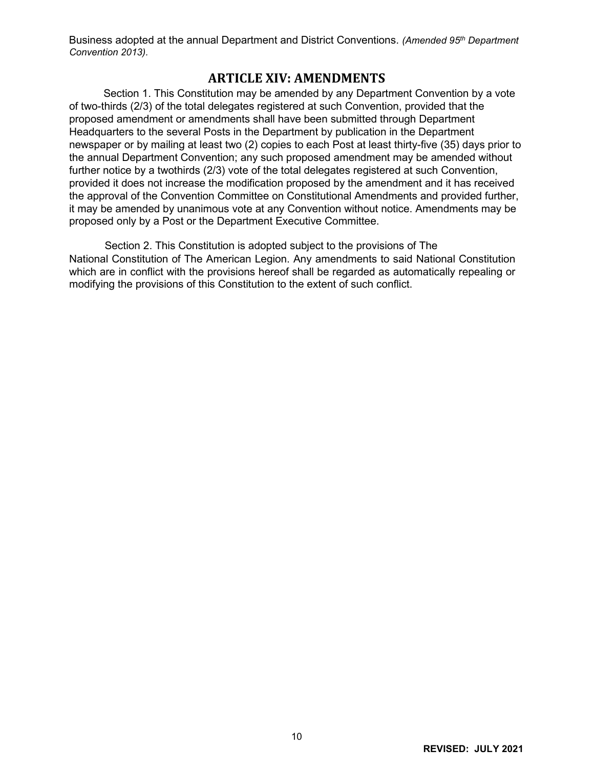Business adopted at the annual Department and District Conventions. *(Amended 95th Department Convention 2013).*

## ARTICLE XIV: AMENDMENTS

Section 1. This Constitution may be amended by any Department Convention by a vote of two-thirds (2/3) of the total delegates registered at such Convention, provided that the proposed amendment or amendments shall have been submitted through Department Headquarters to the several Posts in the Department by publication in the Department newspaper or by mailing at least two (2) copies to each Post at least thirty-five (35) days prior to the annual Department Convention; any such proposed amendment may be amended without further notice by a twothirds (2/3) vote of the total delegates registered at such Convention, provided it does not increase the modification proposed by the amendment and it has received the approval of the Convention Committee on Constitutional Amendments and provided further, it may be amended by unanimous vote at any Convention without notice. Amendments may be proposed only by a Post or the Department Executive Committee.

Section 2. This Constitution is adopted subject to the provisions of The National Constitution of The American Legion. Any amendments to said National Constitution which are in conflict with the provisions hereof shall be regarded as automatically repealing or modifying the provisions of this Constitution to the extent of such conflict.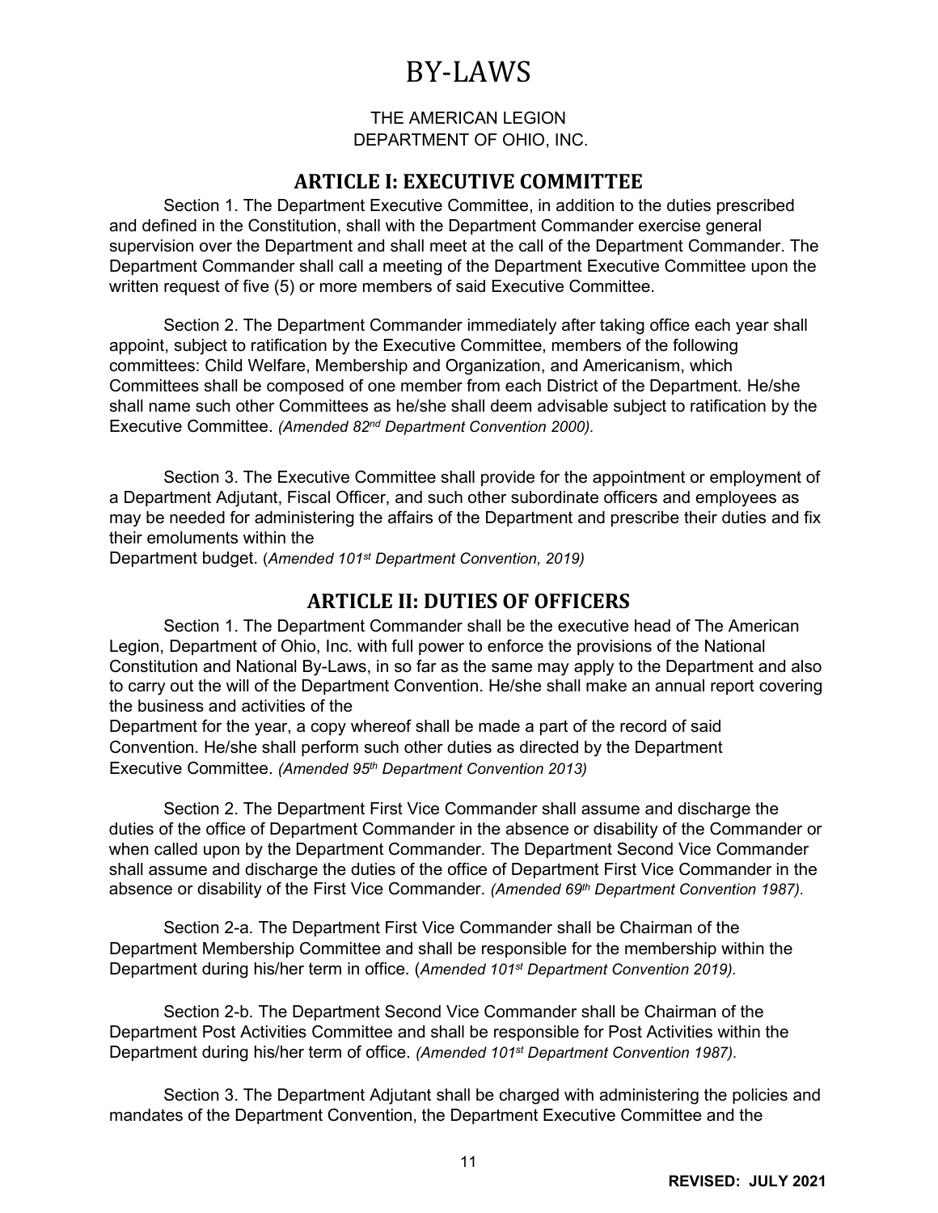# BY-LAWS

THE AMERICAN LEGION
DEPARTMENT OF OHIO, INC.

## ARTICLE I: EXECUTIVE COMMITTEE

Section 1. The Department Executive Committee, in addition to the duties prescribed and defined in the Constitution, shall with the Department Commander exercise general supervision over the Department and shall meet at the call of the Department Commander. The Department Commander shall call a meeting of the Department Executive Committee upon the written request of five (5) or more members of said Executive Committee.

Section 2. The Department Commander immediately after taking office each year shall appoint, subject to ratification by the Executive Committee, members of the following committees: Child Welfare, Membership and Organization, and Americanism, which Committees shall be composed of one member from each District of the Department. He/she shall name such other Committees as he/she shall deem advisable subject to ratification by the Executive Committee. *(Amended 82nd Department Convention 2000).*

Section 3. The Executive Committee shall provide for the appointment or employment of a Department Adjutant, Fiscal Officer, and such other subordinate officers and employees as may be needed for administering the affairs of the Department and prescribe their duties and fix their emoluments within the Department budget. (*Amended 101st Department Convention, 2019)*

## ARTICLE II: DUTIES OF OFFICERS

Section 1. The Department Commander shall be the executive head of The American Legion, Department of Ohio, Inc. with full power to enforce the provisions of the National Constitution and National By-Laws, in so far as the same may apply to the Department and also to carry out the will of the Department Convention. He/she shall make an annual report covering the business and activities of the Department for the year, a copy whereof shall be made a part of the record of said Convention. He/she shall perform such other duties as directed by the Department Executive Committee. *(Amended 95th Department Convention 2013)*

Section 2. The Department First Vice Commander shall assume and discharge the duties of the office of Department Commander in the absence or disability of the Commander or when called upon by the Department Commander. The Department Second Vice Commander shall assume and discharge the duties of the office of Department First Vice Commander in the absence or disability of the First Vice Commander. *(Amended 69th Department Convention 1987).*

Section 2-a. The Department First Vice Commander shall be Chairman of the Department Membership Committee and shall be responsible for the membership within the Department during his/her term in office. (*Amended 101st Department Convention 2019).*

Section 2-b. The Department Second Vice Commander shall be Chairman of the Department Post Activities Committee and shall be responsible for Post Activities within the Department during his/her term of office. *(Amended 101st Department Convention 1987).*

Section 3. The Department Adjutant shall be charged with administering the policies and mandates of the Department Convention, the Department Executive Committee and the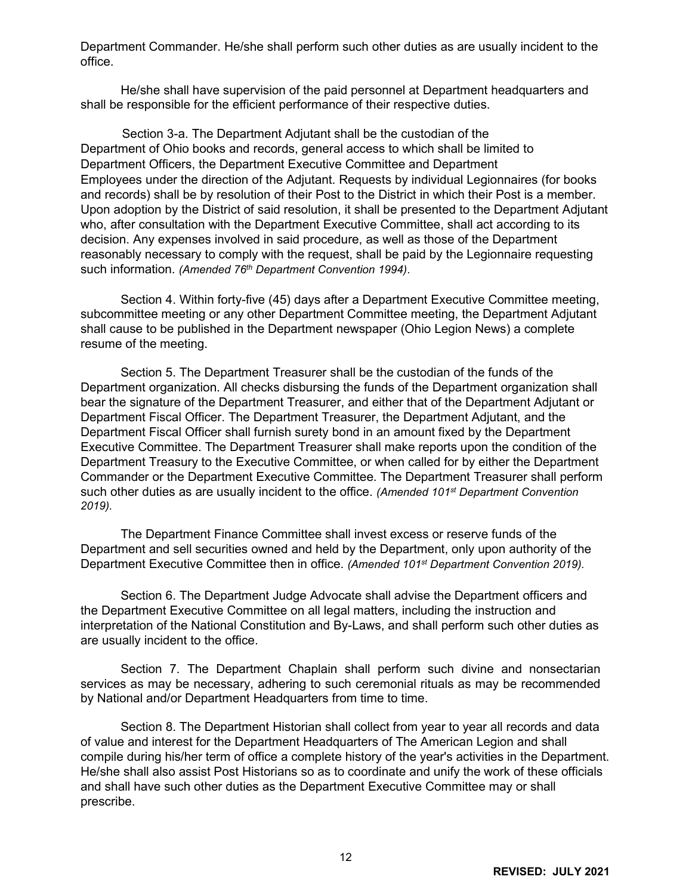Department Commander. He/she shall perform such other duties as are usually incident to the office.

He/she shall have supervision of the paid personnel at Department headquarters and shall be responsible for the efficient performance of their respective duties.

Section 3-a. The Department Adjutant shall be the custodian of the Department of Ohio books and records, general access to which shall be limited to Department Officers, the Department Executive Committee and Department Employees under the direction of the Adjutant. Requests by individual Legionnaires (for books and records) shall be by resolution of their Post to the District in which their Post is a member. Upon adoption by the District of said resolution, it shall be presented to the Department Adjutant who, after consultation with the Department Executive Committee, shall act according to its decision. Any expenses involved in said procedure, as well as those of the Department reasonably necessary to comply with the request, shall be paid by the Legionnaire requesting such information. *(Amended 76th Department Convention 1994).*

Section 4. Within forty-five (45) days after a Department Executive Committee meeting, subcommittee meeting or any other Department Committee meeting, the Department Adjutant shall cause to be published in the Department newspaper (Ohio Legion News) a complete resume of the meeting.

Section 5. The Department Treasurer shall be the custodian of the funds of the Department organization. All checks disbursing the funds of the Department organization shall bear the signature of the Department Treasurer, and either that of the Department Adjutant or Department Fiscal Officer. The Department Treasurer, the Department Adjutant, and the Department Fiscal Officer shall furnish surety bond in an amount fixed by the Department Executive Committee. The Department Treasurer shall make reports upon the condition of the Department Treasury to the Executive Committee, or when called for by either the Department Commander or the Department Executive Committee. The Department Treasurer shall perform such other duties as are usually incident to the office. *(Amended 101st Department Convention 2019).*

The Department Finance Committee shall invest excess or reserve funds of the Department and sell securities owned and held by the Department, only upon authority of the Department Executive Committee then in office. *(Amended 101st Department Convention 2019).*

Section 6. The Department Judge Advocate shall advise the Department officers and the Department Executive Committee on all legal matters, including the instruction and interpretation of the National Constitution and By-Laws, and shall perform such other duties as are usually incident to the office.

Section 7. The Department Chaplain shall perform such divine and nonsectarian services as may be necessary, adhering to such ceremonial rituals as may be recommended by National and/or Department Headquarters from time to time.

Section 8. The Department Historian shall collect from year to year all records and data of value and interest for the Department Headquarters of The American Legion and shall compile during his/her term of office a complete history of the year's activities in the Department. He/she shall also assist Post Historians so as to coordinate and unify the work of these officials and shall have such other duties as the Department Executive Committee may or shall prescribe.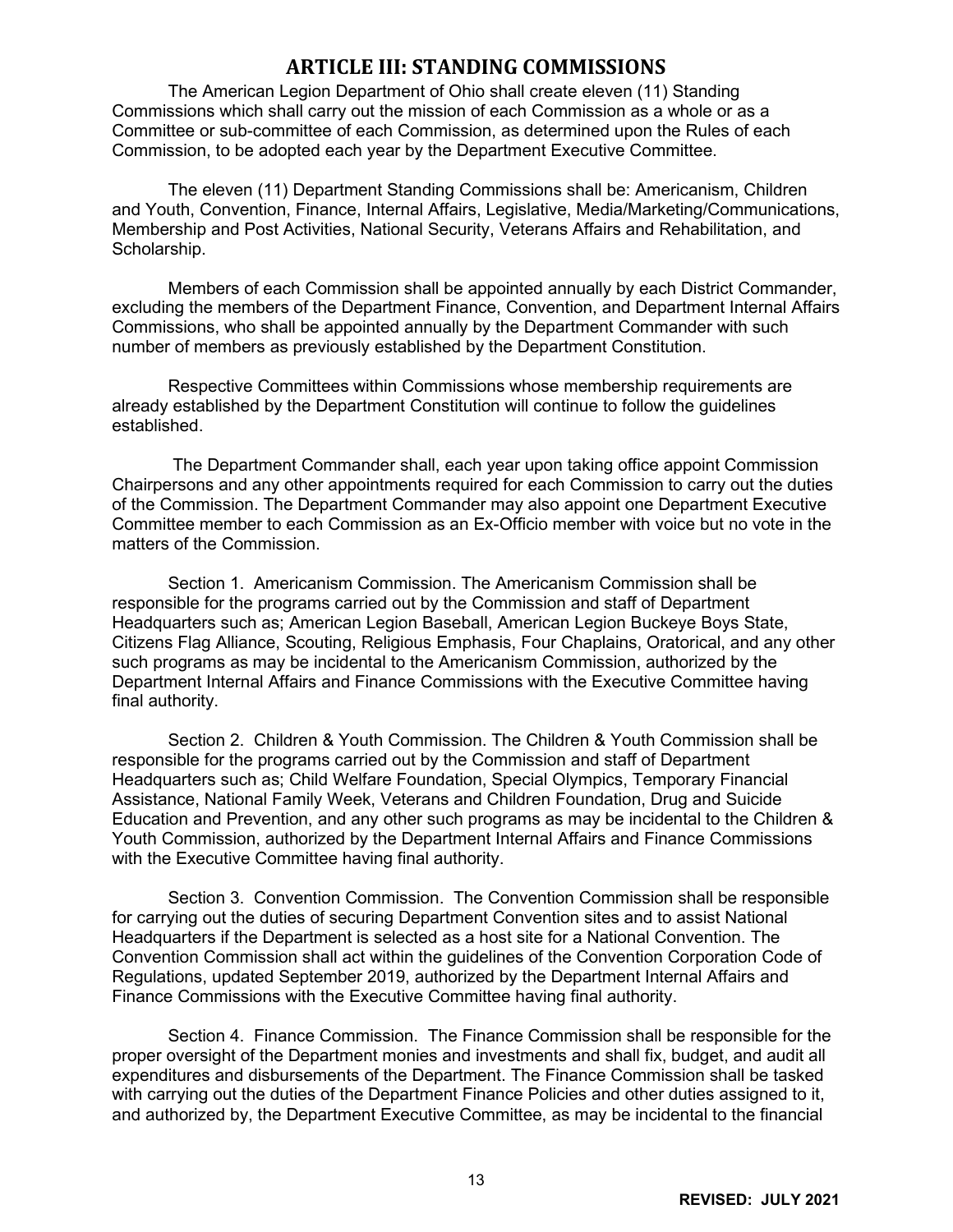## ARTICLE III: STANDING COMMISSIONS

The American Legion Department of Ohio shall create eleven (11) Standing Commissions which shall carry out the mission of each Commission as a whole or as a Committee or sub-committee of each Commission, as determined upon the Rules of each Commission, to be adopted each year by the Department Executive Committee.

The eleven (11) Department Standing Commissions shall be: Americanism, Children and Youth, Convention, Finance, Internal Affairs, Legislative, Media/Marketing/Communications, Membership and Post Activities, National Security, Veterans Affairs and Rehabilitation, and Scholarship.

Members of each Commission shall be appointed annually by each District Commander, excluding the members of the Department Finance, Convention, and Department Internal Affairs Commissions, who shall be appointed annually by the Department Commander with such number of members as previously established by the Department Constitution.

Respective Committees within Commissions whose membership requirements are already established by the Department Constitution will continue to follow the guidelines established.

The Department Commander shall, each year upon taking office appoint Commission Chairpersons and any other appointments required for each Commission to carry out the duties of the Commission. The Department Commander may also appoint one Department Executive Committee member to each Commission as an Ex-Officio member with voice but no vote in the matters of the Commission.

Section 1. Americanism Commission. The Americanism Commission shall be responsible for the programs carried out by the Commission and staff of Department Headquarters such as; American Legion Baseball, American Legion Buckeye Boys State, Citizens Flag Alliance, Scouting, Religious Emphasis, Four Chaplains, Oratorical, and any other such programs as may be incidental to the Americanism Commission, authorized by the Department Internal Affairs and Finance Commissions with the Executive Committee having final authority.

Section 2. Children & Youth Commission. The Children & Youth Commission shall be responsible for the programs carried out by the Commission and staff of Department Headquarters such as; Child Welfare Foundation, Special Olympics, Temporary Financial Assistance, National Family Week, Veterans and Children Foundation, Drug and Suicide Education and Prevention, and any other such programs as may be incidental to the Children & Youth Commission, authorized by the Department Internal Affairs and Finance Commissions with the Executive Committee having final authority.

Section 3. Convention Commission. The Convention Commission shall be responsible for carrying out the duties of securing Department Convention sites and to assist National Headquarters if the Department is selected as a host site for a National Convention. The Convention Commission shall act within the guidelines of the Convention Corporation Code of Regulations, updated September 2019, authorized by the Department Internal Affairs and Finance Commissions with the Executive Committee having final authority.

Section 4. Finance Commission. The Finance Commission shall be responsible for the proper oversight of the Department monies and investments and shall fix, budget, and audit all expenditures and disbursements of the Department. The Finance Commission shall be tasked with carrying out the duties of the Department Finance Policies and other duties assigned to it, and authorized by, the Department Executive Committee, as may be incidental to the financial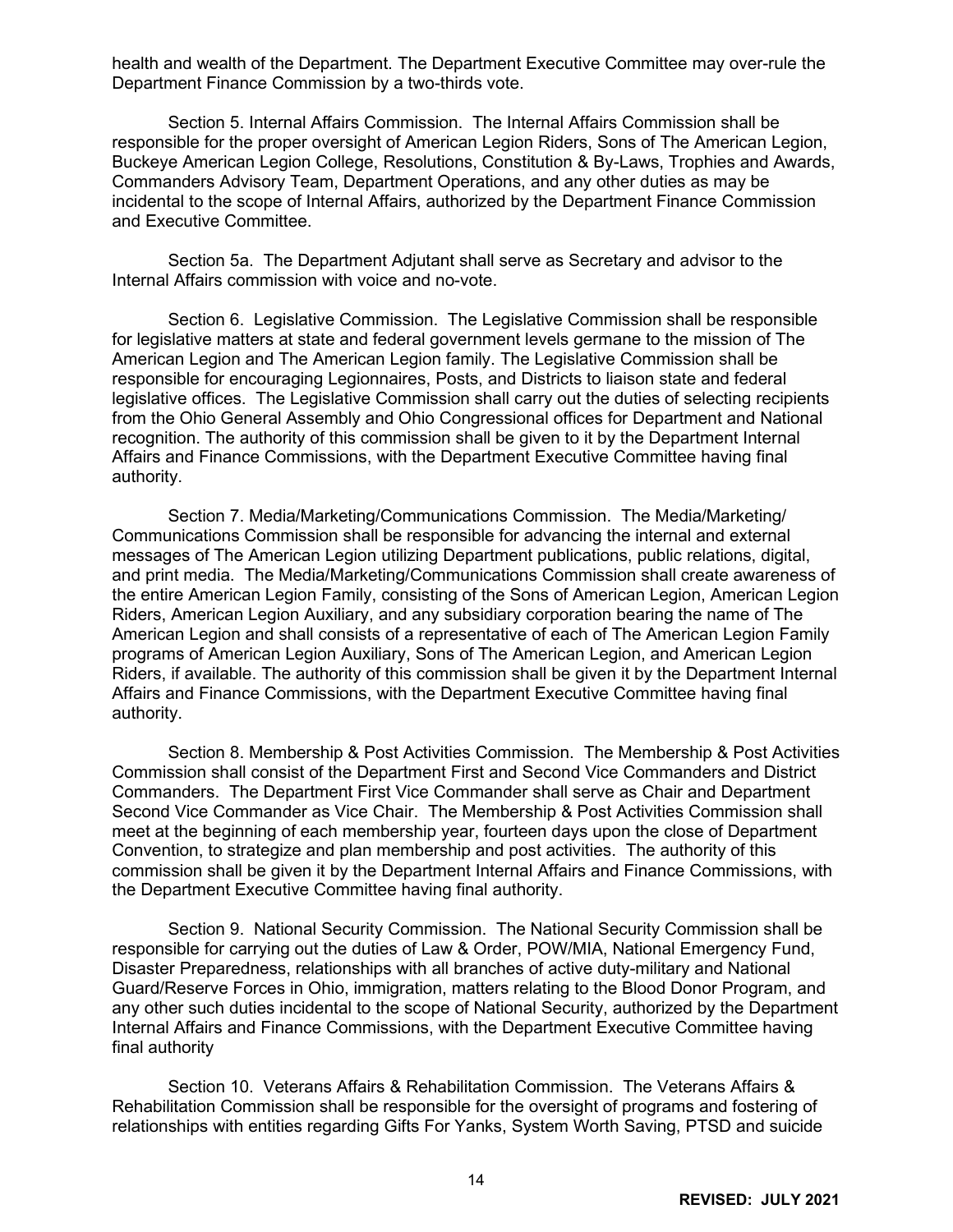health and wealth of the Department. The Department Executive Committee may over-rule the Department Finance Commission by a two-thirds vote.

Section 5. Internal Affairs Commission. The Internal Affairs Commission shall be responsible for the proper oversight of American Legion Riders, Sons of The American Legion, Buckeye American Legion College, Resolutions, Constitution & By-Laws, Trophies and Awards, Commanders Advisory Team, Department Operations, and any other duties as may be incidental to the scope of Internal Affairs, authorized by the Department Finance Commission and Executive Committee.

Section 5a. The Department Adjutant shall serve as Secretary and advisor to the Internal Affairs commission with voice and no-vote.

Section 6. Legislative Commission. The Legislative Commission shall be responsible for legislative matters at state and federal government levels germane to the mission of The American Legion and The American Legion family. The Legislative Commission shall be responsible for encouraging Legionnaires, Posts, and Districts to liaison state and federal legislative offices. The Legislative Commission shall carry out the duties of selecting recipients from the Ohio General Assembly and Ohio Congressional offices for Department and National recognition. The authority of this commission shall be given to it by the Department Internal Affairs and Finance Commissions, with the Department Executive Committee having final authority.

Section 7. Media/Marketing/Communications Commission. The Media/Marketing/ Communications Commission shall be responsible for advancing the internal and external messages of The American Legion utilizing Department publications, public relations, digital, and print media. The Media/Marketing/Communications Commission shall create awareness of the entire American Legion Family, consisting of the Sons of American Legion, American Legion Riders, American Legion Auxiliary, and any subsidiary corporation bearing the name of The American Legion and shall consists of a representative of each of The American Legion Family programs of American Legion Auxiliary, Sons of The American Legion, and American Legion Riders, if available. The authority of this commission shall be given it by the Department Internal Affairs and Finance Commissions, with the Department Executive Committee having final authority.

Section 8. Membership & Post Activities Commission. The Membership & Post Activities Commission shall consist of the Department First and Second Vice Commanders and District Commanders. The Department First Vice Commander shall serve as Chair and Department Second Vice Commander as Vice Chair. The Membership & Post Activities Commission shall meet at the beginning of each membership year, fourteen days upon the close of Department Convention, to strategize and plan membership and post activities. The authority of this commission shall be given it by the Department Internal Affairs and Finance Commissions, with the Department Executive Committee having final authority.

Section 9. National Security Commission. The National Security Commission shall be responsible for carrying out the duties of Law & Order, POW/MIA, National Emergency Fund, Disaster Preparedness, relationships with all branches of active duty-military and National Guard/Reserve Forces in Ohio, immigration, matters relating to the Blood Donor Program, and any other such duties incidental to the scope of National Security, authorized by the Department Internal Affairs and Finance Commissions, with the Department Executive Committee having final authority

Section 10. Veterans Affairs & Rehabilitation Commission. The Veterans Affairs & Rehabilitation Commission shall be responsible for the oversight of programs and fostering of relationships with entities regarding Gifts For Yanks, System Worth Saving, PTSD and suicide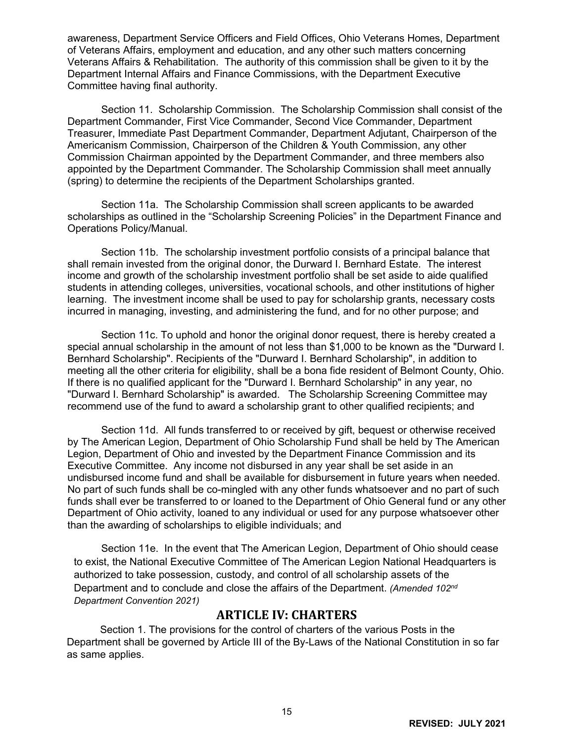awareness, Department Service Officers and Field Offices, Ohio Veterans Homes, Department of Veterans Affairs, employment and education, and any other such matters concerning Veterans Affairs & Rehabilitation. The authority of this commission shall be given to it by the Department Internal Affairs and Finance Commissions, with the Department Executive Committee having final authority.

Section 11. Scholarship Commission. The Scholarship Commission shall consist of the Department Commander, First Vice Commander, Second Vice Commander, Department Treasurer, Immediate Past Department Commander, Department Adjutant, Chairperson of the Americanism Commission, Chairperson of the Children & Youth Commission, any other Commission Chairman appointed by the Department Commander, and three members also appointed by the Department Commander. The Scholarship Commission shall meet annually (spring) to determine the recipients of the Department Scholarships granted.

Section 11a. The Scholarship Commission shall screen applicants to be awarded scholarships as outlined in the "Scholarship Screening Policies" in the Department Finance and Operations Policy/Manual.

Section 11b. The scholarship investment portfolio consists of a principal balance that shall remain invested from the original donor, the Durward I. Bernhard Estate. The interest income and growth of the scholarship investment portfolio shall be set aside to aide qualified students in attending colleges, universities, vocational schools, and other institutions of higher learning. The investment income shall be used to pay for scholarship grants, necessary costs incurred in managing, investing, and administering the fund, and for no other purpose; and

Section 11c. To uphold and honor the original donor request, there is hereby created a special annual scholarship in the amount of not less than $1,000 to be known as the "Durward I. Bernhard Scholarship". Recipients of the "Durward I. Bernhard Scholarship", in addition to meeting all the other criteria for eligibility, shall be a bona fide resident of Belmont County, Ohio. If there is no qualified applicant for the "Durward I. Bernhard Scholarship" in any year, no "Durward I. Bernhard Scholarship" is awarded. The Scholarship Screening Committee may recommend use of the fund to award a scholarship grant to other qualified recipients; and

Section 11d. All funds transferred to or received by gift, bequest or otherwise received by The American Legion, Department of Ohio Scholarship Fund shall be held by The American Legion, Department of Ohio and invested by the Department Finance Commission and its Executive Committee. Any income not disbursed in any year shall be set aside in an undisbursed income fund and shall be available for disbursement in future years when needed. No part of such funds shall be co-mingled with any other funds whatsoever and no part of such funds shall ever be transferred to or loaned to the Department of Ohio General fund or any other Department of Ohio activity, loaned to any individual or used for any purpose whatsoever other than the awarding of scholarships to eligible individuals; and

Section 11e. In the event that The American Legion, Department of Ohio should cease to exist, the National Executive Committee of The American Legion National Headquarters is authorized to take possession, custody, and control of all scholarship assets of the Department and to conclude and close the affairs of the Department. *(Amended 102nd Department Convention 2021)*

## ARTICLE IV: CHARTERS

Section 1. The provisions for the control of charters of the various Posts in the Department shall be governed by Article III of the By-Laws of the National Constitution in so far as same applies.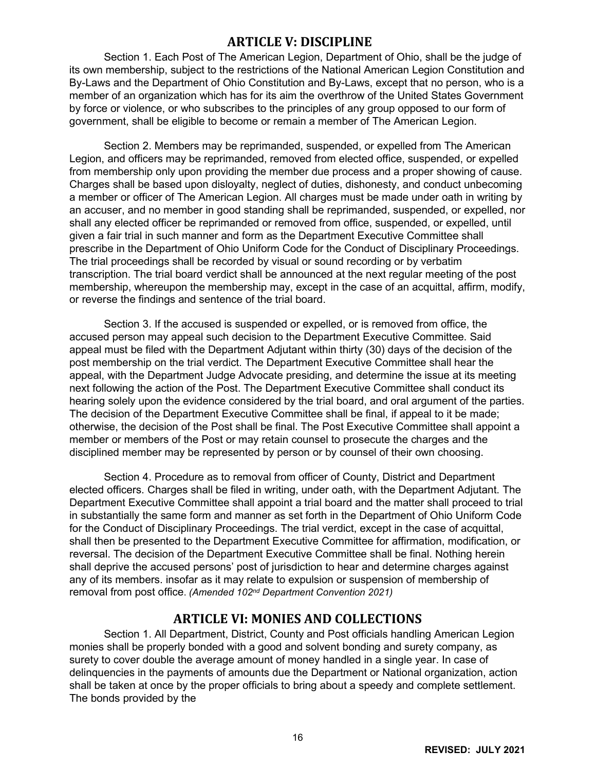## ARTICLE V: DISCIPLINE

Section 1. Each Post of The American Legion, Department of Ohio, shall be the judge of its own membership, subject to the restrictions of the National American Legion Constitution and By-Laws and the Department of Ohio Constitution and By-Laws, except that no person, who is a member of an organization which has for its aim the overthrow of the United States Government by force or violence, or who subscribes to the principles of any group opposed to our form of government, shall be eligible to become or remain a member of The American Legion.

Section 2. Members may be reprimanded, suspended, or expelled from The American Legion, and officers may be reprimanded, removed from elected office, suspended, or expelled from membership only upon providing the member due process and a proper showing of cause. Charges shall be based upon disloyalty, neglect of duties, dishonesty, and conduct unbecoming a member or officer of The American Legion. All charges must be made under oath in writing by an accuser, and no member in good standing shall be reprimanded, suspended, or expelled, nor shall any elected officer be reprimanded or removed from office, suspended, or expelled, until given a fair trial in such manner and form as the Department Executive Committee shall prescribe in the Department of Ohio Uniform Code for the Conduct of Disciplinary Proceedings. The trial proceedings shall be recorded by visual or sound recording or by verbatim transcription. The trial board verdict shall be announced at the next regular meeting of the post membership, whereupon the membership may, except in the case of an acquittal, affirm, modify, or reverse the findings and sentence of the trial board.

Section 3. If the accused is suspended or expelled, or is removed from office, the accused person may appeal such decision to the Department Executive Committee. Said appeal must be filed with the Department Adjutant within thirty (30) days of the decision of the post membership on the trial verdict. The Department Executive Committee shall hear the appeal, with the Department Judge Advocate presiding, and determine the issue at its meeting next following the action of the Post. The Department Executive Committee shall conduct its hearing solely upon the evidence considered by the trial board, and oral argument of the parties. The decision of the Department Executive Committee shall be final, if appeal to it be made; otherwise, the decision of the Post shall be final. The Post Executive Committee shall appoint a member or members of the Post or may retain counsel to prosecute the charges and the disciplined member may be represented by person or by counsel of their own choosing.

Section 4. Procedure as to removal from officer of County, District and Department elected officers. Charges shall be filed in writing, under oath, with the Department Adjutant. The Department Executive Committee shall appoint a trial board and the matter shall proceed to trial in substantially the same form and manner as set forth in the Department of Ohio Uniform Code for the Conduct of Disciplinary Proceedings. The trial verdict, except in the case of acquittal, shall then be presented to the Department Executive Committee for affirmation, modification, or reversal. The decision of the Department Executive Committee shall be final. Nothing herein shall deprive the accused persons' post of jurisdiction to hear and determine charges against any of its members. insofar as it may relate to expulsion or suspension of membership of removal from post office. *(Amended 102nd Department Convention 2021)*

## ARTICLE VI: MONIES AND COLLECTIONS

Section 1. All Department, District, County and Post officials handling American Legion monies shall be properly bonded with a good and solvent bonding and surety company, as surety to cover double the average amount of money handled in a single year. In case of delinquencies in the payments of amounts due the Department or National organization, action shall be taken at once by the proper officials to bring about a speedy and complete settlement. The bonds provided by the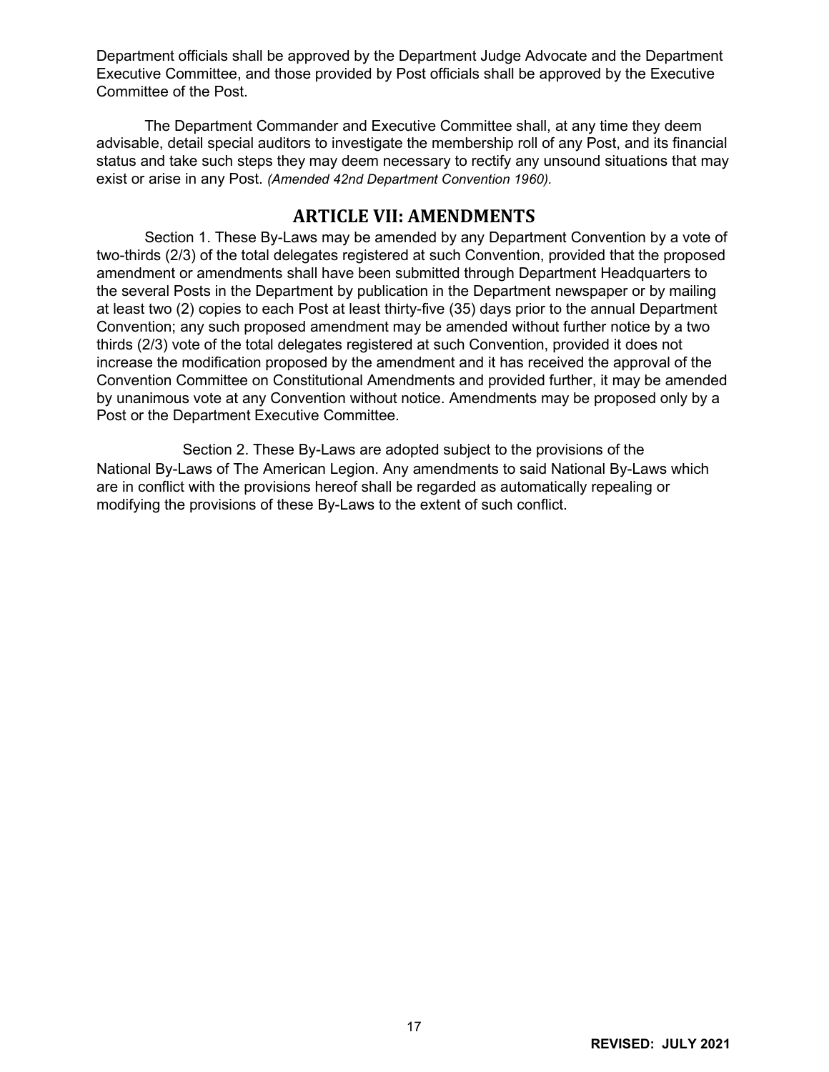Department officials shall be approved by the Department Judge Advocate and the Department Executive Committee, and those provided by Post officials shall be approved by the Executive Committee of the Post.

The Department Commander and Executive Committee shall, at any time they deem advisable, detail special auditors to investigate the membership roll of any Post, and its financial status and take such steps they may deem necessary to rectify any unsound situations that may exist or arise in any Post. *(Amended 42nd Department Convention 1960).*

## ARTICLE VII: AMENDMENTS

Section 1. These By-Laws may be amended by any Department Convention by a vote of two-thirds (2/3) of the total delegates registered at such Convention, provided that the proposed amendment or amendments shall have been submitted through Department Headquarters to the several Posts in the Department by publication in the Department newspaper or by mailing at least two (2) copies to each Post at least thirty-five (35) days prior to the annual Department Convention; any such proposed amendment may be amended without further notice by a two thirds (2/3) vote of the total delegates registered at such Convention, provided it does not increase the modification proposed by the amendment and it has received the approval of the Convention Committee on Constitutional Amendments and provided further, it may be amended by unanimous vote at any Convention without notice. Amendments may be proposed only by a Post or the Department Executive Committee.

Section 2. These By-Laws are adopted subject to the provisions of the National By-Laws of The American Legion. Any amendments to said National By-Laws which are in conflict with the provisions hereof shall be regarded as automatically repealing or modifying the provisions of these By-Laws to the extent of such conflict.